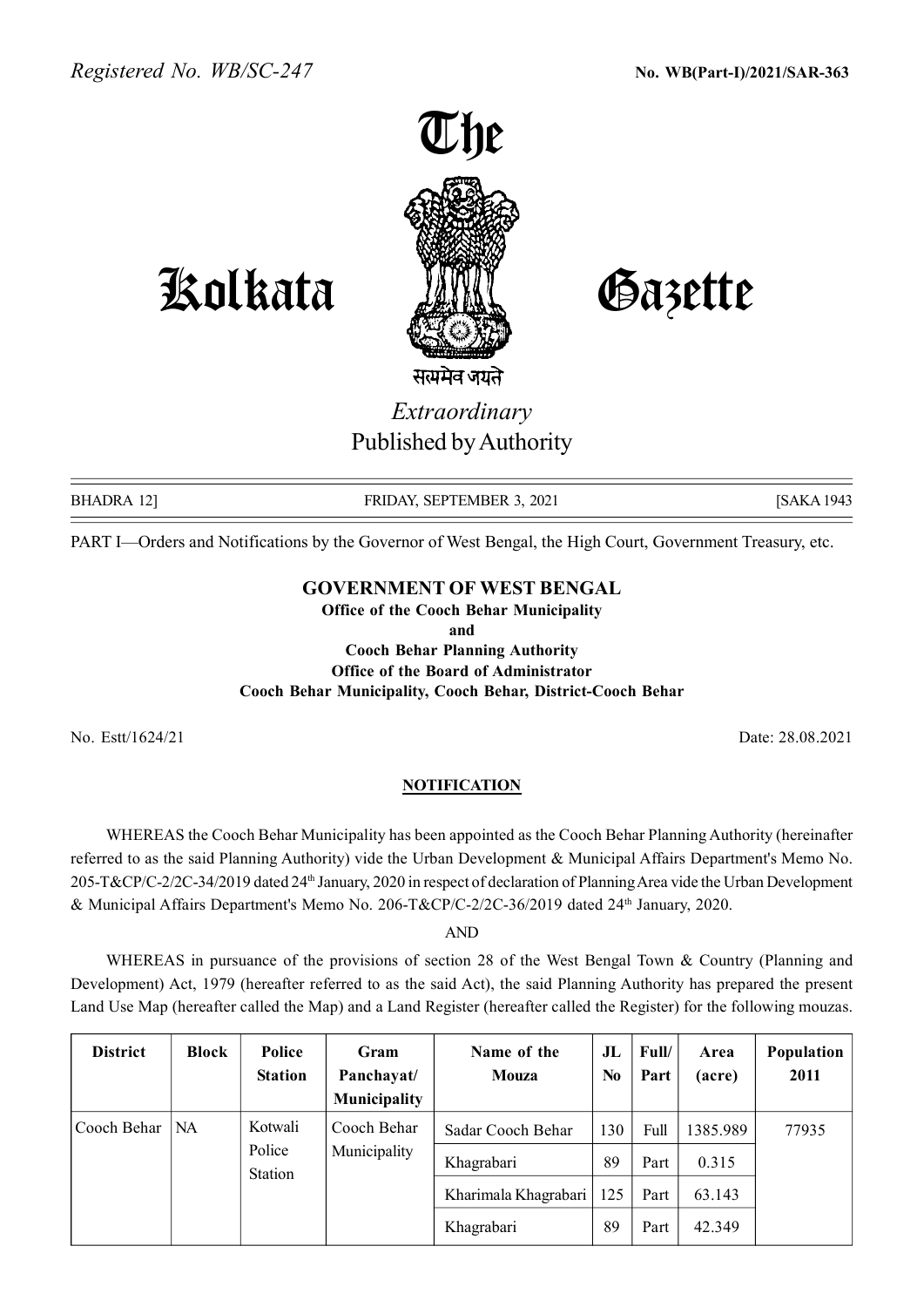Registered No. WB/SC-247 **No. WB(Part-I)/2021/SAR-363**

# The Kolkata Gazette

सत्यमेव जयते

*Extraordinary*
Published by Authority

BHADRA 12] FRIDAY, SEPTEMBER 3, 2021 [SAKA 1943

PART I—Orders and Notifications by the Governor of West Bengal, the High Court, Government Treasury, etc.

## GOVERNMENT OF WEST BENGAL

**Office of the Cooch Behar Municipality**
**and**
**Cooch Behar Planning Authority**
**Office of the Board of Administrator**
**Cooch Behar Municipality, Cooch Behar, District-Cooch Behar**

No. Estt/1624/21 Date: 28.08.2021

### NOTIFICATION

WHEREAS the Cooch Behar Municipality has been appointed as the Cooch Behar Planning Authority (hereinafter referred to as the said Planning Authority) vide the Urban Development & Municipal Affairs Department's Memo No. 205-T&CP/C-2/2C-34/2019 dated 24th January, 2020 in respect of declaration of Planning Area vide the Urban Development & Municipal Affairs Department's Memo No. 206-T&CP/C-2/2C-36/2019 dated 24th January, 2020.

AND

WHEREAS in pursuance of the provisions of section 28 of the West Bengal Town & Country (Planning and Development) Act, 1979 (hereafter referred to as the said Act), the said Planning Authority has prepared the present Land Use Map (hereafter called the Map) and a Land Register (hereafter called the Register) for the following mouzas.

| District | Block | Police Station | Gram Panchayat/ Municipality | Name of the Mouza | JL No | Full/ Part | Area (acre) | Population 2011 |
|---|---|---|---|---|---|---|---|---|
| Cooch Behar | NA | Kotwali Police Station | Cooch Behar Municipality | Sadar Cooch Behar | 130 | Full | 1385.989 | 77935 |
| | | | | Khagrabari | 89 | Part | 0.315 | |
| | | | | Kharimala Khagrabari | 125 | Part | 63.143 | |
| | | | | Khagrabari | 89 | Part | 42.349 | |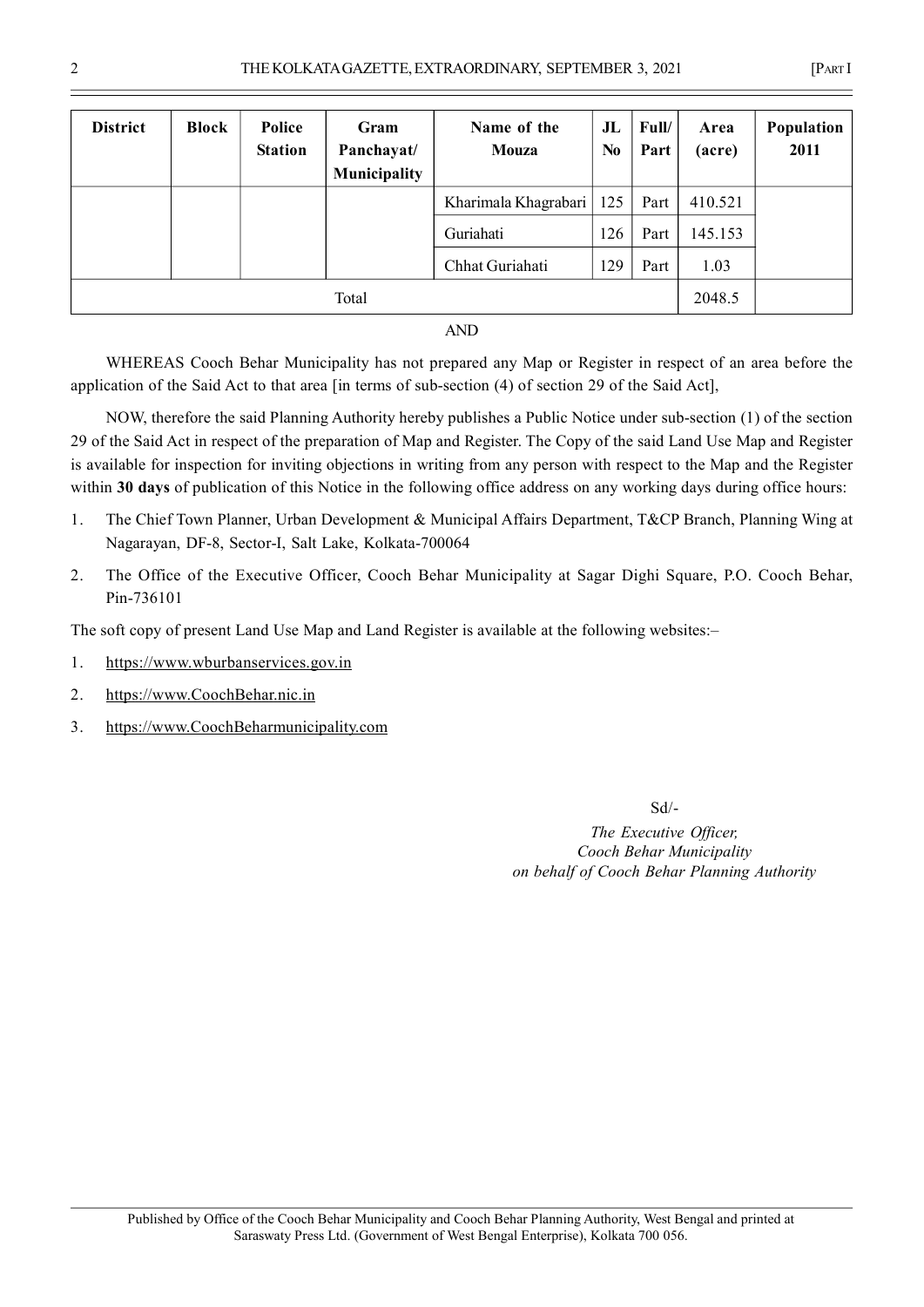| District | Block | Police Station | Gram Panchayat/ Municipality | Name of the Mouza | JL No | Full/ Part | Area (acre) | Population 2011 |
|---|---|---|---|---|---|---|---|---|
| | | | | Kharimala Khagrabari | 125 | Part | 410.521 | |
| | | | | Guriahati | 126 | Part | 145.153 | |
| | | | | Chhat Guriahati | 129 | Part | 1.03 | |
| Total | | | | | | | 2048.5 | |

AND

WHEREAS Cooch Behar Municipality has not prepared any Map or Register in respect of an area before the application of the Said Act to that area [in terms of sub-section (4) of section 29 of the Said Act],

NOW, therefore the said Planning Authority hereby publishes a Public Notice under sub-section (1) of the section 29 of the Said Act in respect of the preparation of Map and Register. The Copy of the said Land Use Map and Register is available for inspection for inviting objections in writing from any person with respect to the Map and the Register within **30 days** of publication of this Notice in the following office address on any working days during office hours:

1. The Chief Town Planner, Urban Development & Municipal Affairs Department, T&CP Branch, Planning Wing at Nagarayan, DF-8, Sector-I, Salt Lake, Kolkata-700064
2. The Office of the Executive Officer, Cooch Behar Municipality at Sagar Dighi Square, P.O. Cooch Behar, Pin-736101

The soft copy of present Land Use Map and Land Register is available at the following websites:–

1. https://www.wburbanservices.gov.in
2. https://www.CoochBehar.nic.in
3. https://www.CoochBeharmunicipality.com

Sd/-

*The Executive Officer,*
*Cooch Behar Municipality*
*on behalf of Cooch Behar Planning Authority*

Published by Office of the Cooch Behar Municipality and Cooch Behar Planning Authority, West Bengal and printed at Saraswaty Press Ltd. (Government of West Bengal Enterprise), Kolkata 700 056.